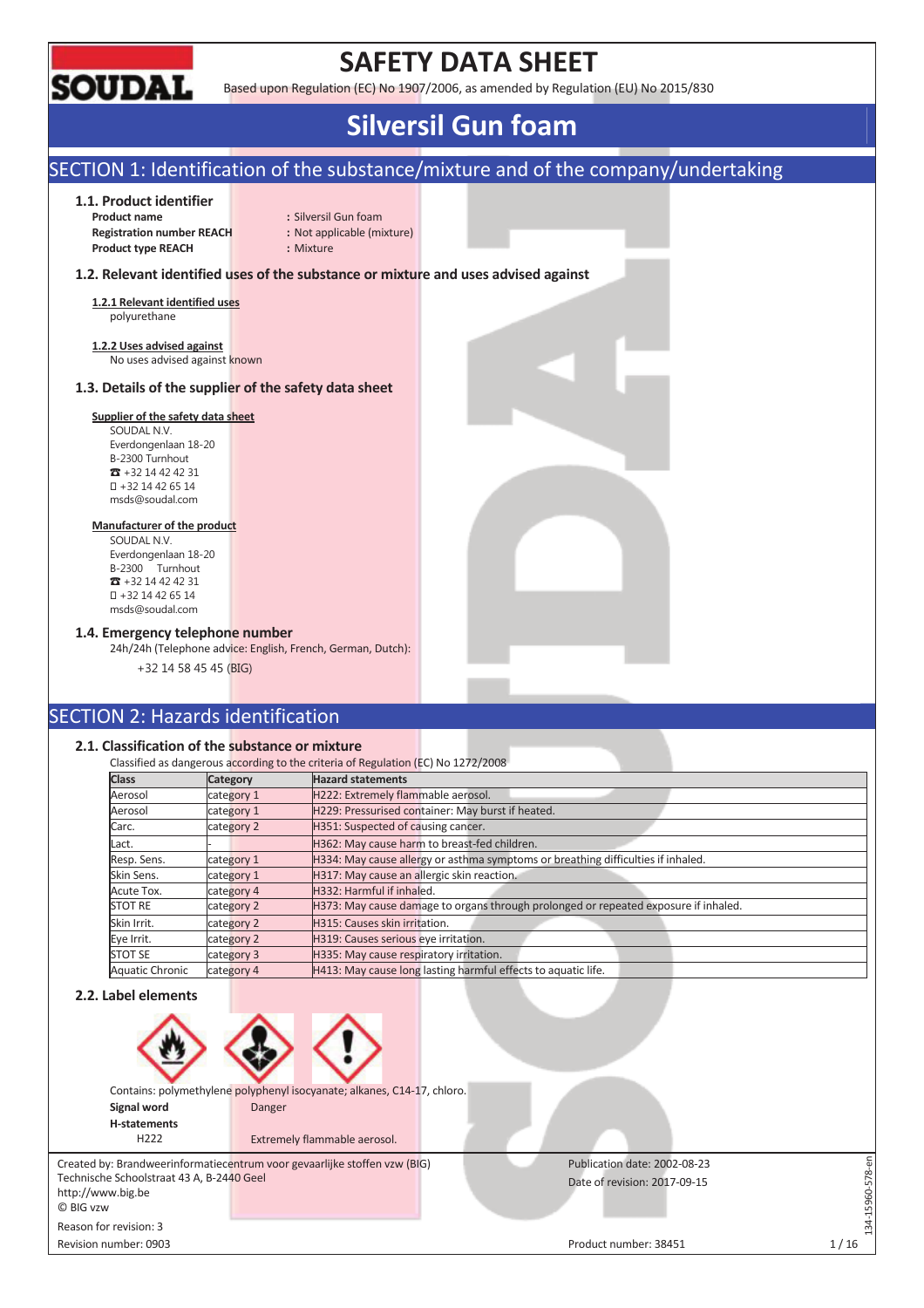# SAFETY DATA SHEET

Based upon Regulation (EC) No 1907/2006, as amended by Regulation (EU) No 2015/830

# Silversil Gun foam

## SECTION 1: Identification of the substance/mixture and of the company/undertaking

### 1.1. Product identifier

**Product name** : Silversil Gun foam
**Registration number REACH** : Not applicable (mixture)
**Product type REACH** : Mixture

### 1.2. Relevant identified uses of the substance or mixture and uses advised against

**1.2.1 Relevant identified uses**

polyurethane

**1.2.2 Uses advised against**

No uses advised against known

### 1.3. Details of the supplier of the safety data sheet

**Supplier of the safety data sheet**

SOUDAL N.V.
Everdongenlaan 18-20
B-2300 Turnhout
☎ +32 14 42 42 31
+32 14 42 65 14
msds@soudal.com

**Manufacturer of the product**

SOUDAL N.V.
Everdongenlaan 18-20
B-2300 Turnhout
☎ +32 14 42 42 31
+32 14 42 65 14
msds@soudal.com

### 1.4. Emergency telephone number

24h/24h (Telephone advice: English, French, German, Dutch):

+32 14 58 45 45 (BIG)

## SECTION 2: Hazards identification

### 2.1. Classification of the substance or mixture

Classified as dangerous according to the criteria of Regulation (EC) No 1272/2008

| Class | Category | Hazard statements |
|---|---|---|
| Aerosol | category 1 | H222: Extremely flammable aerosol. |
| Aerosol | category 1 | H229: Pressurised container: May burst if heated. |
| Carc. | category 2 | H351: Suspected of causing cancer. |
| Lact. | - | H362: May cause harm to breast-fed children. |
| Resp. Sens. | category 1 | H334: May cause allergy or asthma symptoms or breathing difficulties if inhaled. |
| Skin Sens. | category 1 | H317: May cause an allergic skin reaction. |
| Acute Tox. | category 4 | H332: Harmful if inhaled. |
| STOT RE | category 2 | H373: May cause damage to organs through prolonged or repeated exposure if inhaled. |
| Skin Irrit. | category 2 | H315: Causes skin irritation. |
| Eye Irrit. | category 2 | H319: Causes serious eye irritation. |
| STOT SE | category 3 | H335: May cause respiratory irritation. |
| Aquatic Chronic | category 4 | H413: May cause long lasting harmful effects to aquatic life. |

### 2.2. Label elements

Contains: polymethylene polyphenyl isocyanate; alkanes, C14-17, chloro.

**Signal word** Danger

**H-statements**

H222 Extremely flammable aerosol.

Created by: Brandweerinformatiecentrum voor gevaarlijke stoffen vzw (BIG)
Technische Schoolstraat 43 A, B-2440 Geel
http://www.big.be
© BIG vzw

Reason for revision: 3
Revision number: 0903

Publication date: 2002-08-23
Date of revision: 2017-09-15
Product number: 38451

134-15960-578-en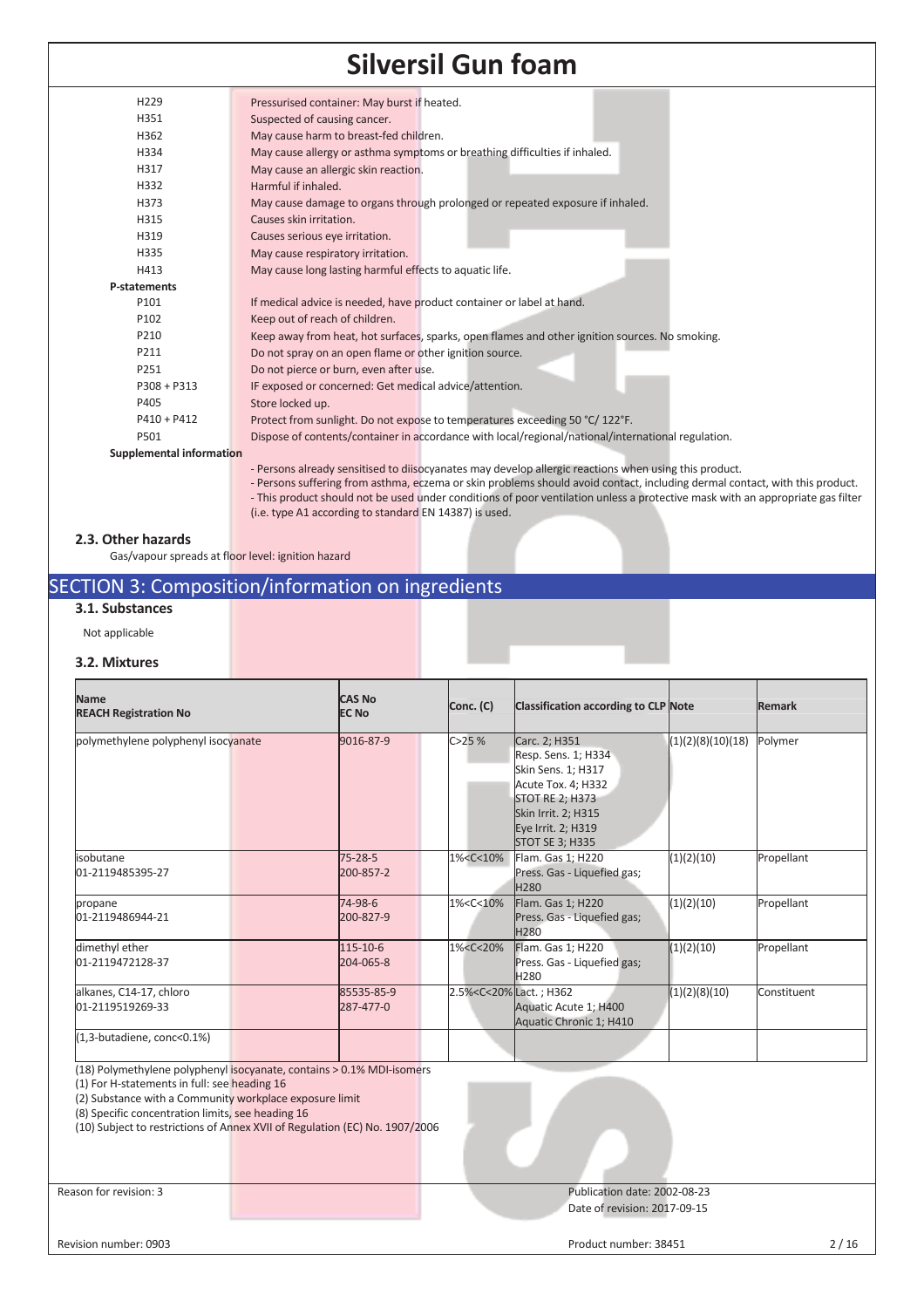| | |
|---|---|
| H229 | Pressurised container: May burst if heated. |
| H351 | Suspected of causing cancer. |
| H362 | May cause harm to breast-fed children. |
| H334 | May cause allergy or asthma symptoms or breathing difficulties if inhaled. |
| H317 | May cause an allergic skin reaction. |
| H332 | Harmful if inhaled. |
| H373 | May cause damage to organs through prolonged or repeated exposure if inhaled. |
| H315 | Causes skin irritation. |
| H319 | Causes serious eye irritation. |
| H335 | May cause respiratory irritation. |
| H413 | May cause long lasting harmful effects to aquatic life. |

**P-statements**

| | |
|---|---|
| P101 | If medical advice is needed, have product container or label at hand. |
| P102 | Keep out of reach of children. |
| P210 | Keep away from heat, hot surfaces, sparks, open flames and other ignition sources. No smoking. |
| P211 | Do not spray on an open flame or other ignition source. |
| P251 | Do not pierce or burn, even after use. |
| P308 + P313 | IF exposed or concerned: Get medical advice/attention. |
| P405 | Store locked up. |
| P410 + P412 | Protect from sunlight. Do not expose to temperatures exceeding 50 °C/ 122°F. |
| P501 | Dispose of contents/container in accordance with local/regional/national/international regulation. |

**Supplemental information**

- Persons already sensitised to diisocyanates may develop allergic reactions when using this product.
- Persons suffering from asthma, eczema or skin problems should avoid contact, including dermal contact, with this product.
- This product should not be used under conditions of poor ventilation unless a protective mask with an appropriate gas filter (i.e. type A1 according to standard EN 14387) is used.

### 2.3. Other hazards

Gas/vapour spreads at floor level: ignition hazard

## SECTION 3: Composition/information on ingredients

### 3.1. Substances

Not applicable

### 3.2. Mixtures

| Name<br>REACH Registration No | CAS No<br>EC No | Conc. (C) | Classification according to CLP | Note | Remark |
|---|---|---|---|---|---|
| polymethylene polyphenyl isocyanate | 9016-87-9 | C>25 % | Carc. 2; H351<br>Resp. Sens. 1; H334<br>Skin Sens. 1; H317<br>Acute Tox. 4; H332<br>STOT RE 2; H373<br>Skin Irrit. 2; H315<br>Eye Irrit. 2; H319<br>STOT SE 3; H335 | (1)(2)(8)(10)(18) | Polymer |
| isobutane<br>01-2119485395-27 | 75-28-5<br>200-857-2 | 1%<C<10% | Flam. Gas 1; H220<br>Press. Gas - Liquefied gas; H280 | (1)(2)(10) | Propellant |
| propane<br>01-2119486944-21 | 74-98-6<br>200-827-9 | 1%<C<10% | Flam. Gas 1; H220<br>Press. Gas - Liquefied gas; H280 | (1)(2)(10) | Propellant |
| dimethyl ether<br>01-2119472128-37 | 115-10-6<br>204-065-8 | 1%<C<20% | Flam. Gas 1; H220<br>Press. Gas - Liquefied gas; H280 | (1)(2)(10) | Propellant |
| alkanes, C14-17, chloro<br>01-2119519269-33 | 85535-85-9<br>287-477-0 | 2.5%<C<20% | Lact. ; H362<br>Aquatic Acute 1; H400<br>Aquatic Chronic 1; H410 | (1)(2)(8)(10) | Constituent |
| (1,3-butadiene, conc<0.1%) | | | | | |

(18) Polymethylene polyphenyl isocyanate, contains > 0.1% MDI-isomers
(1) For H-statements in full: see heading 16
(2) Substance with a Community workplace exposure limit
(8) Specific concentration limits, see heading 16
(10) Subject to restrictions of Annex XVII of Regulation (EC) No. 1907/2006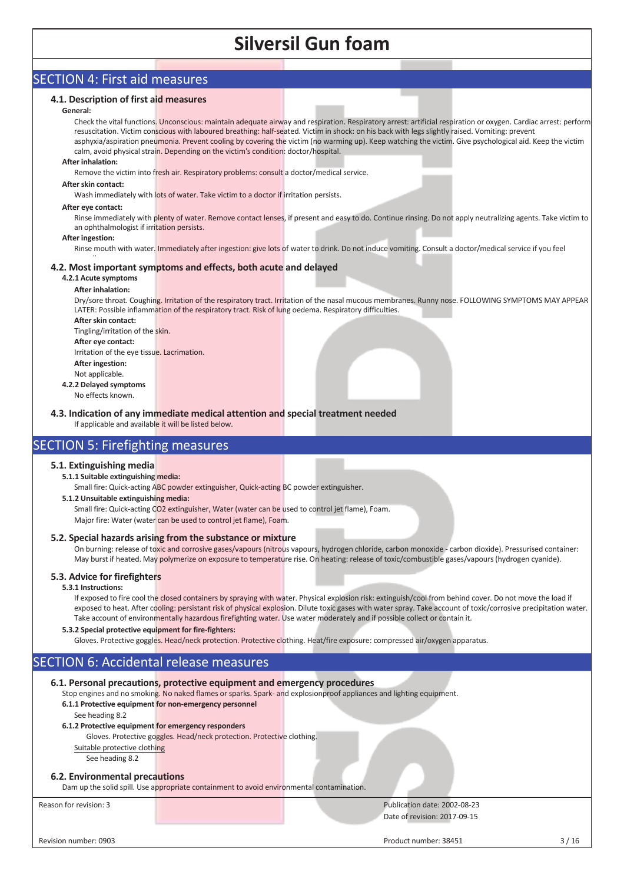# Silversil Gun foam

## SECTION 4: First aid measures

### 4.1. Description of first aid measures

**General:**

Check the vital functions. Unconscious: maintain adequate airway and respiration. Respiratory arrest: artificial respiration or oxygen. Cardiac arrest: perform resuscitation. Victim conscious with laboured breathing: half-seated. Victim in shock: on his back with legs slightly raised. Vomiting: prevent asphyxia/aspiration pneumonia. Prevent cooling by covering the victim (no warming up). Keep watching the victim. Give psychological aid. Keep the victim calm, avoid physical strain. Depending on the victim's condition: doctor/hospital.

**After inhalation:**

Remove the victim into fresh air. Respiratory problems: consult a doctor/medical service.

**After skin contact:**

Wash immediately with lots of water. Take victim to a doctor if irritation persists.

**After eye contact:**

Rinse immediately with plenty of water. Remove contact lenses, if present and easy to do. Continue rinsing. Do not apply neutralizing agents. Take victim to an ophthalmologist if irritation persists.

**After ingestion:**

Rinse mouth with water. Immediately after ingestion: give lots of water to drink. Do not induce vomiting. Consult a doctor/medical service if you feel

### 4.2. Most important symptoms and effects, both acute and delayed

**4.2.1 Acute symptoms**

**After inhalation:**

Dry/sore throat. Coughing. Irritation of the respiratory tract. Irritation of the nasal mucous membranes. Runny nose. FOLLOWING SYMPTOMS MAY APPEAR LATER: Possible inflammation of the respiratory tract. Risk of lung oedema. Respiratory difficulties.

**After skin contact:**

Tingling/irritation of the skin.

**After eye contact:**

Irritation of the eye tissue. Lacrimation.

**After ingestion:**

Not applicable.

**4.2.2 Delayed symptoms**

No effects known.

### 4.3. Indication of any immediate medical attention and special treatment needed

If applicable and available it will be listed below.

## SECTION 5: Firefighting measures

### 5.1. Extinguishing media

**5.1.1 Suitable extinguishing media:**

Small fire: Quick-acting ABC powder extinguisher, Quick-acting BC powder extinguisher.

**5.1.2 Unsuitable extinguishing media:**

Small fire: Quick-acting $CO_2$ extinguisher, Water (water can be used to control jet flame), Foam.
Major fire: Water (water can be used to control jet flame), Foam.

### 5.2. Special hazards arising from the substance or mixture

On burning: release of toxic and corrosive gases/vapours (nitrous vapours, hydrogen chloride, carbon monoxide - carbon dioxide). Pressurised container: May burst if heated. May polymerize on exposure to temperature rise. On heating: release of toxic/combustible gases/vapours (hydrogen cyanide).

### 5.3. Advice for firefighters

**5.3.1 Instructions:**

If exposed to fire cool the closed containers by spraying with water. Physical explosion risk: extinguish/cool from behind cover. Do not move the load if exposed to heat. After cooling: persistant risk of physical explosion. Dilute toxic gases with water spray. Take account of toxic/corrosive precipitation water. Take account of environmentally hazardous firefighting water. Use water moderately and if possible collect or contain it.

**5.3.2 Special protective equipment for fire-fighters:**

Gloves. Protective goggles. Head/neck protection. Protective clothing. Heat/fire exposure: compressed air/oxygen apparatus.

## SECTION 6: Accidental release measures

### 6.1. Personal precautions, protective equipment and emergency procedures

Stop engines and no smoking. No naked flames or sparks. Spark- and explosionproof appliances and lighting equipment.

**6.1.1 Protective equipment for non-emergency personnel**

See heading 8.2

**6.1.2 Protective equipment for emergency responders**

Gloves. Protective goggles. Head/neck protection. Protective clothing.

Suitable protective clothing

See heading 8.2

### 6.2. Environmental precautions

Dam up the solid spill. Use appropriate containment to avoid environmental contamination.

Reason for revision: 3

Publication date: 2002-08-23
Date of revision: 2017-09-15

Revision number: 0903

Product number: 38451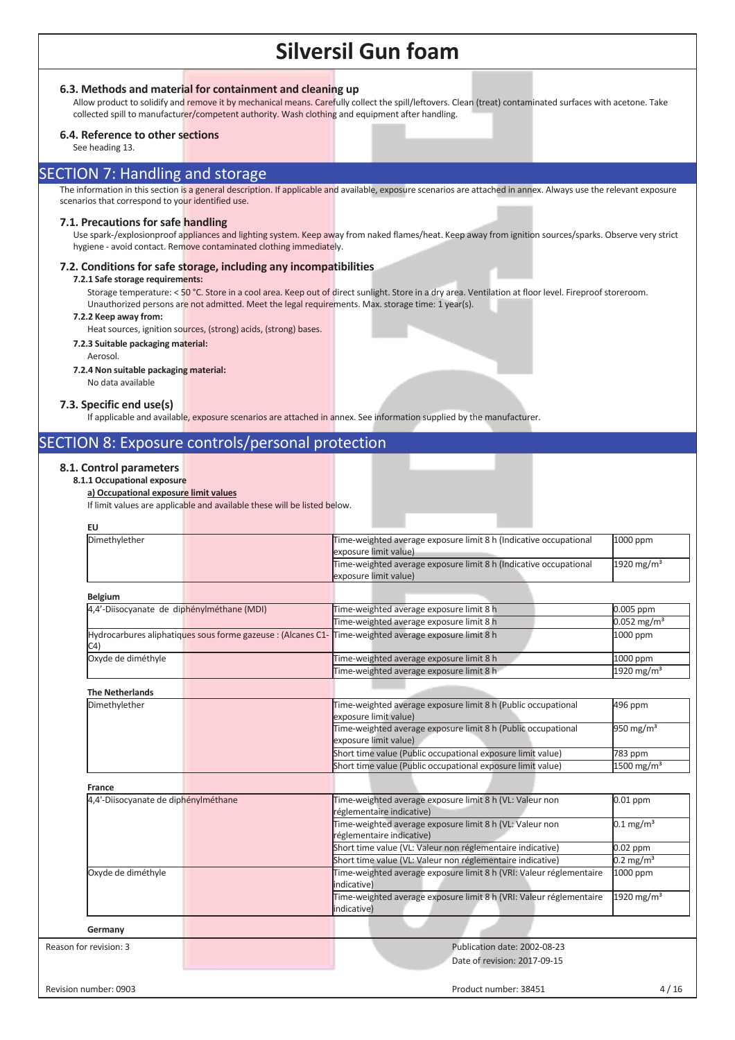### 6.3. Methods and material for containment and cleaning up

Allow product to solidify and remove it by mechanical means. Carefully collect the spill/leftovers. Clean (treat) contaminated surfaces with acetone. Take collected spill to manufacturer/competent authority. Wash clothing and equipment after handling.

### 6.4. Reference to other sections

See heading 13.

## SECTION 7: Handling and storage

The information in this section is a general description. If applicable and available, exposure scenarios are attached in annex. Always use the relevant exposure scenarios that correspond to your identified use.

### 7.1. Precautions for safe handling

Use spark-/explosionproof appliances and lighting system. Keep away from naked flames/heat. Keep away from ignition sources/sparks. Observe very strict hygiene - avoid contact. Remove contaminated clothing immediately.

### 7.2. Conditions for safe storage, including any incompatibilities

**7.2.1 Safe storage requirements:**

Storage temperature: < 50 °C. Store in a cool area. Keep out of direct sunlight. Store in a dry area. Ventilation at floor level. Fireproof storeroom. Unauthorized persons are not admitted. Meet the legal requirements. Max. storage time: 1 year(s).

**7.2.2 Keep away from:**

Heat sources, ignition sources, (strong) acids, (strong) bases.

**7.2.3 Suitable packaging material:**

Aerosol.

**7.2.4 Non suitable packaging material:**

No data available

### 7.3. Specific end use(s)

If applicable and available, exposure scenarios are attached in annex. See information supplied by the manufacturer.

## SECTION 8: Exposure controls/personal protection

### 8.1. Control parameters

**8.1.1 Occupational exposure**

**a) Occupational exposure limit values**

If limit values are applicable and available these will be listed below.

**EU**

| | | |
|---|---|---|
| Dimethylether | Time-weighted average exposure limit 8 h (Indicative occupational exposure limit value) | 1000 ppm |
| | Time-weighted average exposure limit 8 h (Indicative occupational exposure limit value) | 1920 mg/m³ |

**Belgium**

| | | |
|---|---|---|
| 4,4'-Diisocyanate de diphénylméthane (MDI) | Time-weighted average exposure limit 8 h | 0.005 ppm |
| | Time-weighted average exposure limit 8 h | 0.052 mg/m³ |
| Hydrocarbures aliphatiques sous forme gazeuse : (Alcanes C1-C4) | Time-weighted average exposure limit 8 h | 1000 ppm |
| Oxyde de diméthyle | Time-weighted average exposure limit 8 h | 1000 ppm |
| | Time-weighted average exposure limit 8 h | 1920 mg/m³ |

**The Netherlands**

| | | |
|---|---|---|
| Dimethylether | Time-weighted average exposure limit 8 h (Public occupational exposure limit value) | 496 ppm |
| | Time-weighted average exposure limit 8 h (Public occupational exposure limit value) | 950 mg/m³ |
| | Short time value (Public occupational exposure limit value) | 783 ppm |
| | Short time value (Public occupational exposure limit value) | 1500 mg/m³ |

**France**

| | | |
|---|---|---|
| 4,4'-Diisocyanate de diphénylméthane | Time-weighted average exposure limit 8 h (VL: Valeur non réglementaire indicative) | 0.01 ppm |
| | Time-weighted average exposure limit 8 h (VL: Valeur non réglementaire indicative) | 0.1 mg/m³ |
| | Short time value (VL: Valeur non réglementaire indicative) | 0.02 ppm |
| | Short time value (VL: Valeur non réglementaire indicative) | 0.2 mg/m³ |
| Oxyde de diméthyle | Time-weighted average exposure limit 8 h (VRI: Valeur réglementaire indicative) | 1000 ppm |
| | Time-weighted average exposure limit 8 h (VRI: Valeur réglementaire indicative) | 1920 mg/m³ |

**Germany**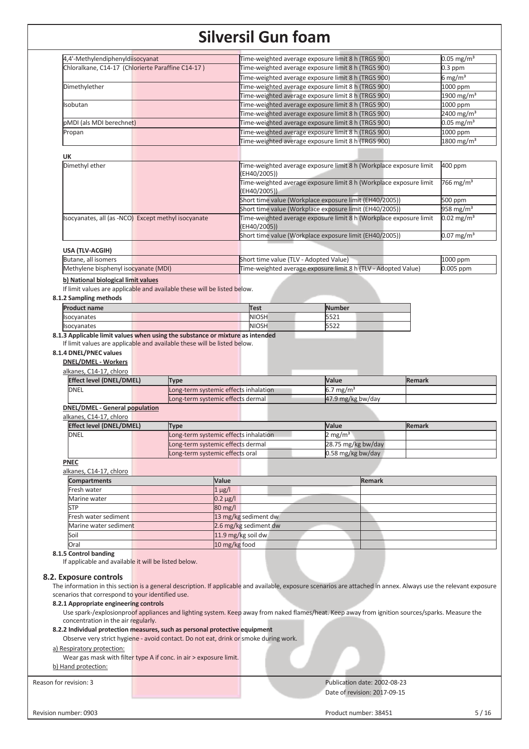| | | |
|---|---|---|
| 4,4'-Methylendiphenyldiisocyanat | Time-weighted average exposure limit 8 h (TRGS 900) | 0.05 mg/m³ |
| Chloralkane, C14-17 (Chlorierte Paraffine C14-17 ) | Time-weighted average exposure limit 8 h (TRGS 900) | 0.3 ppm |
| | Time-weighted average exposure limit 8 h (TRGS 900) | 6 mg/m³ |
| Dimethylether | Time-weighted average exposure limit 8 h (TRGS 900) | 1000 ppm |
| | Time-weighted average exposure limit 8 h (TRGS 900) | 1900 mg/m³ |
| Isobutan | Time-weighted average exposure limit 8 h (TRGS 900) | 1000 ppm |
| | Time-weighted average exposure limit 8 h (TRGS 900) | 2400 mg/m³ |
| pMDI (als MDI berechnet) | Time-weighted average exposure limit 8 h (TRGS 900) | 0.05 mg/m³ |
| Propan | Time-weighted average exposure limit 8 h (TRGS 900) | 1000 ppm |
| | Time-weighted average exposure limit 8 h (TRGS 900) | 1800 mg/m³ |

**UK**

| | | |
|---|---|---|
| Dimethyl ether | Time-weighted average exposure limit 8 h (Workplace exposure limit (EH40/2005)) | 400 ppm |
| | Time-weighted average exposure limit 8 h (Workplace exposure limit (EH40/2005)) | 766 mg/m³ |
| | Short time value (Workplace exposure limit (EH40/2005)) | 500 ppm |
| | Short time value (Workplace exposure limit (EH40/2005)) | 958 mg/m³ |
| Isocyanates, all (as -NCO) Except methyl isocyanate | Time-weighted average exposure limit 8 h (Workplace exposure limit (EH40/2005)) | 0.02 mg/m³ |
| | Short time value (Workplace exposure limit (EH40/2005)) | 0.07 mg/m³ |

**USA (TLV-ACGIH)**

| | | |
|---|---|---|
| Butane, all isomers | Short time value (TLV - Adopted Value) | 1000 ppm |
| Methylene bisphenyl isocyanate (MDI) | Time-weighted average exposure limit 8 h (TLV - Adopted Value) | 0.005 ppm |

**b) National biological limit values**

If limit values are applicable and available these will be listed below.

**8.1.2 Sampling methods**

| Product name | Test | Number |
|---|---|---|
| Isocyanates | NIOSH | 5521 |
| Isocyanates | NIOSH | 5522 |

**8.1.3 Applicable limit values when using the substance or mixture as intended**

If limit values are applicable and available these will be listed below.

**8.1.4 DNEL/PNEC values**

**DNEL/DMEL - Workers**

alkanes, C14-17, chloro

| Effect level (DNEL/DMEL) | Type | Value | Remark |
|---|---|---|---|
| DNEL | Long-term systemic effects inhalation | 6.7 mg/m³ | |
| | Long-term systemic effects dermal | 47.9 mg/kg bw/day | |

**DNEL/DMEL - General population**

alkanes, C14-17, chloro

| Effect level (DNEL/DMEL) | Type | Value | Remark |
|---|---|---|---|
| DNEL | Long-term systemic effects inhalation | 2 mg/m³ | |
| | Long-term systemic effects dermal | 28.75 mg/kg bw/day | |
| | Long-term systemic effects oral | 0.58 mg/kg bw/day | |

**PNEC**

alkanes, C14-17, chloro

| Compartments | Value | Remark |
|---|---|---|
| Fresh water | 1 µg/l | |
| Marine water | 0.2 µg/l | |
| STP | 80 mg/l | |
| Fresh water sediment | 13 mg/kg sediment dw | |
| Marine water sediment | 2.6 mg/kg sediment dw | |
| Soil | 11.9 mg/kg soil dw | |
| Oral | 10 mg/kg food | |

**8.1.5 Control banding**

If applicable and available it will be listed below.

## 8.2. Exposure controls

The information in this section is a general description. If applicable and available, exposure scenarios are attached in annex. Always use the relevant exposure scenarios that correspond to your identified use.

**8.2.1 Appropriate engineering controls**

Use spark-/explosionproof appliances and lighting system. Keep away from naked flames/heat. Keep away from ignition sources/sparks. Measure the concentration in the air regularly.

**8.2.2 Individual protection measures, such as personal protective equipment**

Observe very strict hygiene - avoid contact. Do not eat, drink or smoke during work.

a) Respiratory protection:

Wear gas mask with filter type A if conc. in air > exposure limit.

b) Hand protection: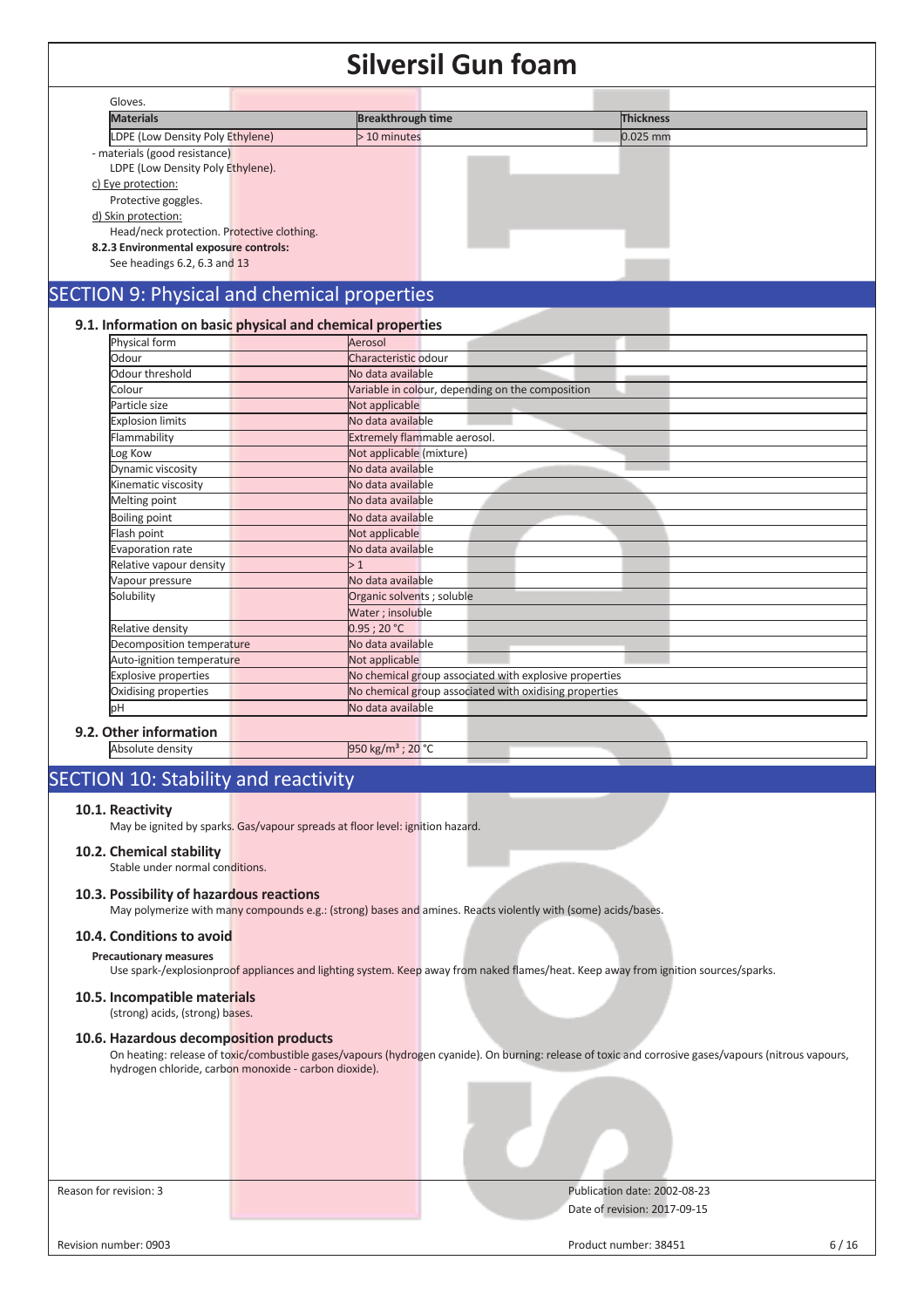Gloves.

| Materials | Breakthrough time | Thickness |
|---|---|---|
| LDPE (Low Density Poly Ethylene) | > 10 minutes | 0.025 mm |

- materials (good resistance)

LDPE (Low Density Poly Ethylene).

c) Eye protection:

Protective goggles.

d) Skin protection:

Head/neck protection. Protective clothing.

**8.2.3 Environmental exposure controls:**

See headings 6.2, 6.3 and 13

## SECTION 9: Physical and chemical properties

### 9.1. Information on basic physical and chemical properties

| | |
|---|---|
| Physical form | Aerosol |
| Odour | Characteristic odour |
| Odour threshold | No data available |
| Colour | Variable in colour, depending on the composition |
| Particle size | Not applicable |
| Explosion limits | No data available |
| Flammability | Extremely flammable aerosol. |
| Log Kow | Not applicable (mixture) |
| Dynamic viscosity | No data available |
| Kinematic viscosity | No data available |
| Melting point | No data available |
| Boiling point | No data available |
| Flash point | Not applicable |
| Evaporation rate | No data available |
| Relative vapour density | > 1 |
| Vapour pressure | No data available |
| Solubility | Organic solvents ; soluble |
| | Water ; insoluble |
| Relative density | 0.95 ; 20 °C |
| Decomposition temperature | No data available |
| Auto-ignition temperature | Not applicable |
| Explosive properties | No chemical group associated with explosive properties |
| Oxidising properties | No chemical group associated with oxidising properties |
| pH | No data available |

### 9.2. Other information

| | |
|---|---|
| Absolute density | 950 kg/m³ ; 20 °C |

## SECTION 10: Stability and reactivity

### 10.1. Reactivity

May be ignited by sparks. Gas/vapour spreads at floor level: ignition hazard.

### 10.2. Chemical stability

Stable under normal conditions.

### 10.3. Possibility of hazardous reactions

May polymerize with many compounds e.g.: (strong) bases and amines. Reacts violently with (some) acids/bases.

### 10.4. Conditions to avoid

**Precautionary measures**

Use spark-/explosionproof appliances and lighting system. Keep away from naked flames/heat. Keep away from ignition sources/sparks.

### 10.5. Incompatible materials

(strong) acids, (strong) bases.

### 10.6. Hazardous decomposition products

On heating: release of toxic/combustible gases/vapours (hydrogen cyanide). On burning: release of toxic and corrosive gases/vapours (nitrous vapours, hydrogen chloride, carbon monoxide - carbon dioxide).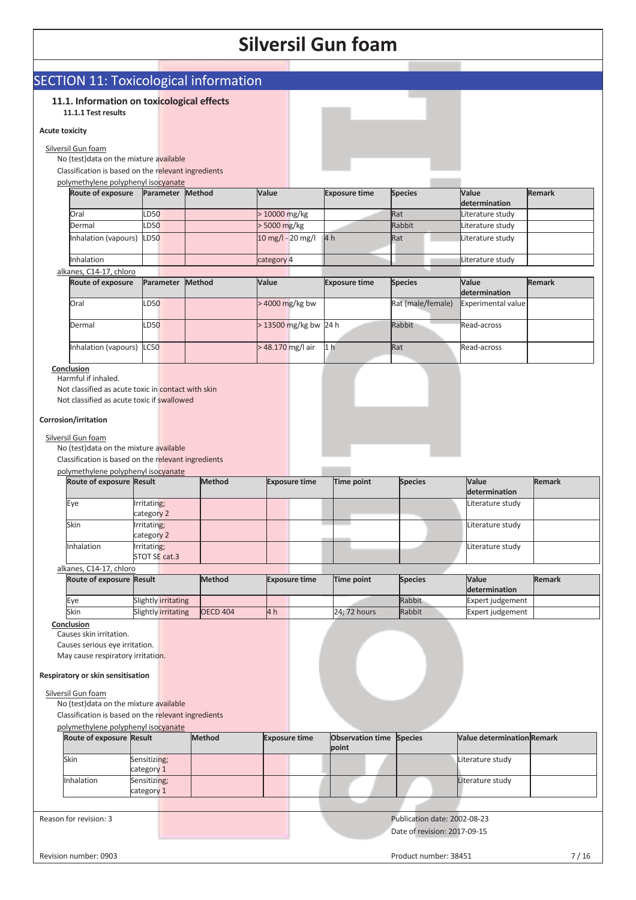## SECTION 11: Toxicological information

### 11.1. Information on toxicological effects

**11.1.1 Test results**

**Acute toxicity**

Silversil Gun foam

No (test)data on the mixture available

Classification is based on the relevant ingredients

polymethylene polyphenyl isocyanate

| Route of exposure | Parameter | Method | Value | Exposure time | Species | Value determination | Remark |
|---|---|---|---|---|---|---|---|
| Oral | LD50 | | > 10000 mg/kg | | Rat | Literature study | |
| Dermal | LD50 | | > 5000 mg/kg | | Rabbit | Literature study | |
| Inhalation (vapours) | LD50 | | 10 mg/l - 20 mg/l | 4 h | Rat | Literature study | |
| Inhalation | | | category 4 | | | Literature study | |

alkanes, C14-17, chloro

| Route of exposure | Parameter | Method | Value | Exposure time | Species | Value determination | Remark |
|---|---|---|---|---|---|---|---|
| Oral | LD50 | | > 4000 mg/kg bw | | Rat (male/female) | Experimental value | |
| Dermal | LD50 | | > 13500 mg/kg bw | 24 h | Rabbit | Read-across | |
| Inhalation (vapours) | LC50 | | > 48.170 mg/l air | 1 h | Rat | Read-across | |

**Conclusion**

Harmful if inhaled.

Not classified as acute toxic in contact with skin

Not classified as acute toxic if swallowed

**Corrosion/irritation**

Silversil Gun foam

No (test)data on the mixture available

Classification is based on the relevant ingredients

polymethylene polyphenyl isocyanate

| Route of exposure | Result | Method | Exposure time | Time point | Species | Value determination | Remark |
|---|---|---|---|---|---|---|---|
| Eye | Irritating; category 2 | | | | | Literature study | |
| Skin | Irritating; category 2 | | | | | Literature study | |
| Inhalation | Irritating; STOT SE cat.3 | | | | | Literature study | |

alkanes, C14-17, chloro

| Route of exposure | Result | Method | Exposure time | Time point | Species | Value determination | Remark |
|---|---|---|---|---|---|---|---|
| Eye | Slightly irritating | | | | Rabbit | Expert judgement | |
| Skin | Slightly irritating | OECD 404 | 4 h | 24; 72 hours | Rabbit | Expert judgement | |

**Conclusion**

Causes skin irritation.

Causes serious eye irritation.

May cause respiratory irritation.

**Respiratory or skin sensitisation**

Silversil Gun foam

No (test)data on the mixture available

Classification is based on the relevant ingredients

polymethylene polyphenyl isocyanate

| Route of exposure | Result | Method | Exposure time | Observation time point | Species | Value determination | Remark |
|---|---|---|---|---|---|---|---|
| Skin | Sensitizing; category 1 | | | | | Literature study | |
| Inhalation | Sensitizing; category 1 | | | | | Literature study | |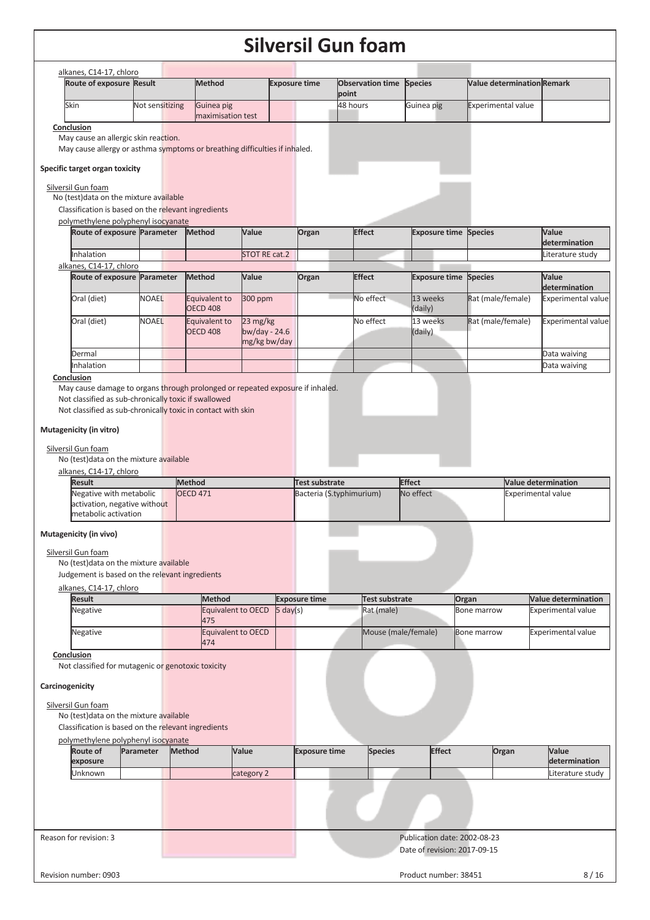alkanes, C14-17, chloro

| Route of exposure | Result | Method | Exposure time | Observation time point | Species | Value determination | Remark |
|---|---|---|---|---|---|---|---|
| Skin | Not sensitizing | Guinea pig maximisation test | | 48 hours | Guinea pig | Experimental value | |

**Conclusion**

May cause an allergic skin reaction.

May cause allergy or asthma symptoms or breathing difficulties if inhaled.

**Specific target organ toxicity**

Silversil Gun foam

No (test)data on the mixture available

Classification is based on the relevant ingredients

polymethylene polyphenyl isocyanate

| Route of exposure | Parameter | Method | Value | Organ | Effect | Exposure time | Species | Value determination |
|---|---|---|---|---|---|---|---|---|
| Inhalation | | | STOT RE cat.2 | | | | | Literature study |

alkanes, C14-17, chloro

| Route of exposure | Parameter | Method | Value | Organ | Effect | Exposure time | Species | Value determination |
|---|---|---|---|---|---|---|---|---|
| Oral (diet) | NOAEL | Equivalent to OECD 408 | 300 ppm | | No effect | 13 weeks (daily) | Rat (male/female) | Experimental value |
| Oral (diet) | NOAEL | Equivalent to OECD 408 | 23 mg/kg bw/day - 24.6 mg/kg bw/day | | No effect | 13 weeks (daily) | Rat (male/female) | Experimental value |
| Dermal | | | | | | | | Data waiving |
| Inhalation | | | | | | | | Data waiving |

**Conclusion**

May cause damage to organs through prolonged or repeated exposure if inhaled.

Not classified as sub-chronically toxic if swallowed

Not classified as sub-chronically toxic in contact with skin

**Mutagenicity (in vitro)**

Silversil Gun foam

No (test)data on the mixture available

alkanes, C14-17, chloro

| Result | Method | Test substrate | Effect | Value determination |
|---|---|---|---|---|
| Negative with metabolic activation, negative without metabolic activation | OECD 471 | Bacteria (S.typhimurium) | No effect | Experimental value |

**Mutagenicity (in vivo)**

Silversil Gun foam

No (test)data on the mixture available

Judgement is based on the relevant ingredients

alkanes, C14-17, chloro

| Result | Method | Exposure time | Test substrate | Organ | Value determination |
|---|---|---|---|---|---|
| Negative | Equivalent to OECD 475 | 5 day(s) | Rat (male) | Bone marrow | Experimental value |
| Negative | Equivalent to OECD 474 | | Mouse (male/female) | Bone marrow | Experimental value |

**Conclusion**

Not classified for mutagenic or genotoxic toxicity

**Carcinogenicity**

Silversil Gun foam

No (test)data on the mixture available

Classification is based on the relevant ingredients

polymethylene polyphenyl isocyanate

| Route of exposure | Parameter | Method | Value | Exposure time | Species | Effect | Organ | Value determination |
|---|---|---|---|---|---|---|---|---|
| Unknown | | | category 2 | | | | | Literature study |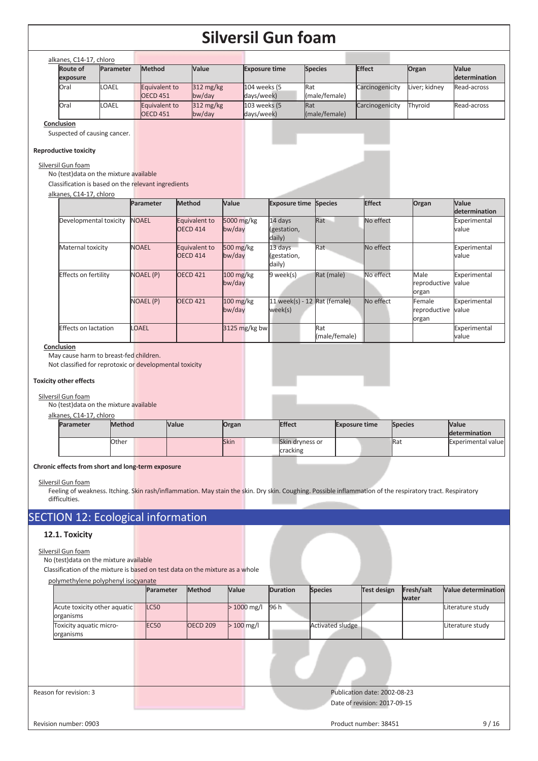alkanes, C14-17, chloro

| Route of exposure | Parameter | Method | Value | Exposure time | Species | Effect | Organ | Value determination |
|---|---|---|---|---|---|---|---|---|
| Oral | LOAEL | Equivalent to OECD 451 | 312 mg/kg bw/day | 104 weeks (5 days/week) | Rat (male/female) | Carcinogenicity | Liver; kidney | Read-across |
| Oral | LOAEL | Equivalent to OECD 451 | 312 mg/kg bw/day | 103 weeks (5 days/week) | Rat (male/female) | Carcinogenicity | Thyroid | Read-across |

**Conclusion**

Suspected of causing cancer.

**Reproductive toxicity**

Silversil Gun foam

No (test)data on the mixture available

Classification is based on the relevant ingredients

alkanes, C14-17, chloro

| | Parameter | Method | Value | Exposure time | Species | Effect | Organ | Value determination |
|---|---|---|---|---|---|---|---|---|
| Developmental toxicity | NOAEL | Equivalent to OECD 414 | 5000 mg/kg bw/day | 14 days (gestation, daily) | Rat | No effect | | Experimental value |
| Maternal toxicity | NOAEL | Equivalent to OECD 414 | 500 mg/kg bw/day | 13 days (gestation, daily) | Rat | No effect | | Experimental value |
| Effects on fertility | NOAEL (P) | OECD 421 | 100 mg/kg bw/day | 9 week(s) | Rat (male) | No effect | Male reproductive organ | Experimental value |
| | NOAEL (P) | OECD 421 | 100 mg/kg bw/day | 11 week(s) - 12 week(s) | Rat (female) | No effect | Female reproductive organ | Experimental value |
| Effects on lactation | LOAEL | | 3125 mg/kg bw | | Rat (male/female) | | | Experimental value |

**Conclusion**

May cause harm to breast-fed children.

Not classified for reprotoxic or developmental toxicity

**Toxicity other effects**

Silversil Gun foam

No (test)data on the mixture available

alkanes, C14-17, chloro

| Parameter | Method | Value | Organ | Effect | Exposure time | Species | Value determination |
|---|---|---|---|---|---|---|---|
| | Other | | Skin | Skin dryness or cracking | | Rat | Experimental value |

**Chronic effects from short and long-term exposure**

Silversil Gun foam

Feeling of weakness. Itching. Skin rash/inflammation. May stain the skin. Dry skin. Coughing. Possible inflammation of the respiratory tract. Respiratory difficulties.

# SECTION 12: Ecological information

## 12.1. Toxicity

Silversil Gun foam

No (test)data on the mixture available

Classification of the mixture is based on test data on the mixture as a whole

polymethylene polyphenyl isocyanate

| | Parameter | Method | Value | Duration | Species | Test design | Fresh/salt water | Value determination |
|---|---|---|---|---|---|---|---|---|
| Acute toxicity other aquatic organisms | LC50 | | > 1000 mg/l | 96 h | | | | Literature study |
| Toxicity aquatic micro-organisms | EC50 | OECD 209 | > 100 mg/l | | Activated sludge | | | Literature study |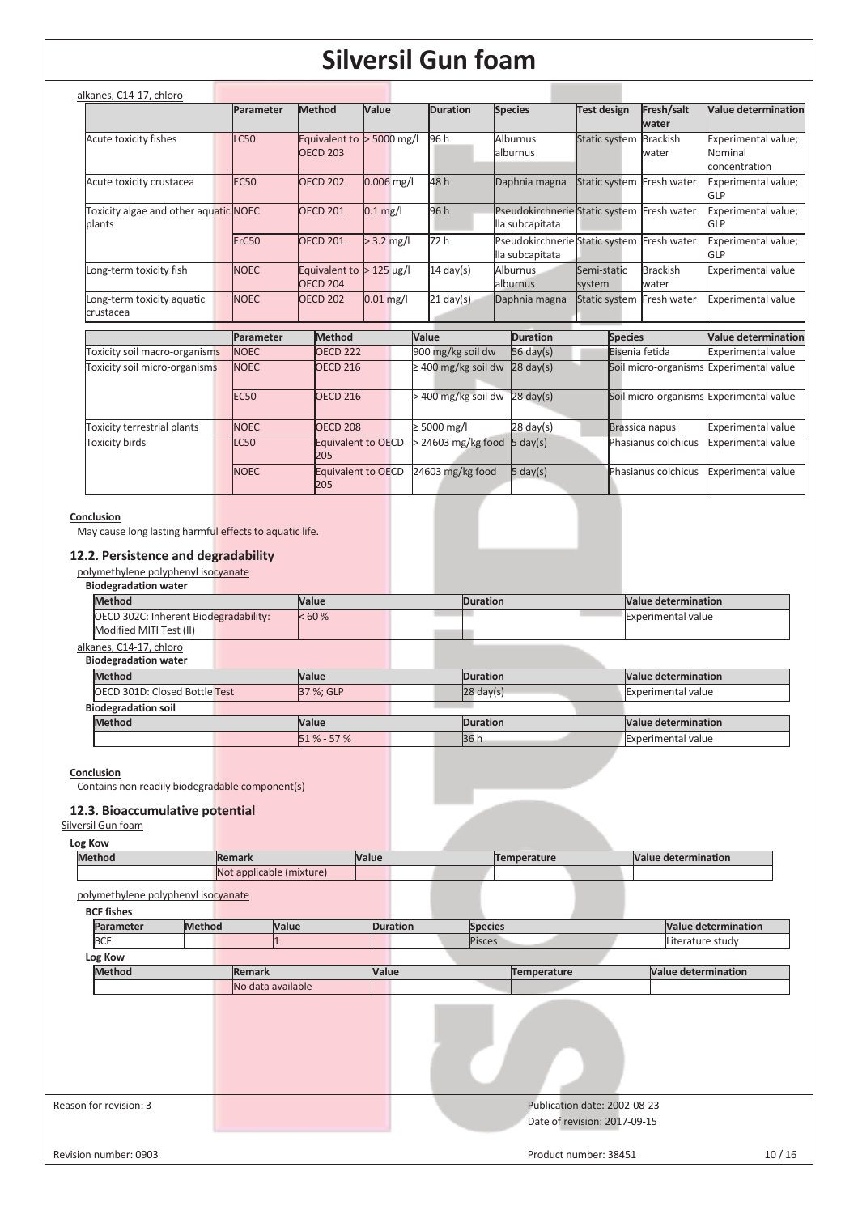alkanes, C14-17, chloro

| | Parameter | Method | Value | Duration | Species | Test design | Fresh/salt water | Value determination |
|---|---|---|---|---|---|---|---|---|
| Acute toxicity fishes | LC50 | Equivalent to OECD 203 | > 5000 mg/l | 96 h | Alburnus alburnus | Static system | Brackish water | Experimental value; Nominal concentration |
| Acute toxicity crustacea | EC50 | OECD 202 | 0.006 mg/l | 48 h | Daphnia magna | Static system | Fresh water | Experimental value; GLP |
| Toxicity algae and other aquatic plants | NOEC | OECD 201 | 0.1 mg/l | 96 h | Pseudokirchneriella subcapitata | Static system | Fresh water | Experimental value; GLP |
| | ErC50 | OECD 201 | > 3.2 mg/l | 72 h | Pseudokirchneriella subcapitata | Static system | Fresh water | Experimental value; GLP |
| Long-term toxicity fish | NOEC | Equivalent to OECD 204 | > 125 µg/l | 14 day(s) | Alburnus alburnus | Semi-static system | Brackish water | Experimental value |
| Long-term toxicity aquatic crustacea | NOEC | OECD 202 | 0.01 mg/l | 21 day(s) | Daphnia magna | Static system | Fresh water | Experimental value |

| | Parameter | Method | Value | Duration | Species | Value determination |
|---|---|---|---|---|---|---|
| Toxicity soil macro-organisms | NOEC | OECD 222 | 900 mg/kg soil dw | 56 day(s) | Eisenia fetida | Experimental value |
| Toxicity soil micro-organisms | NOEC | OECD 216 | ≥ 400 mg/kg soil dw | 28 day(s) | Soil micro-organisms | Experimental value |
| | EC50 | OECD 216 | > 400 mg/kg soil dw | 28 day(s) | Soil micro-organisms | Experimental value |
| Toxicity terrestrial plants | NOEC | OECD 208 | ≥ 5000 mg/l | 28 day(s) | Brassica napus | Experimental value |
| Toxicity birds | LC50 | Equivalent to OECD 205 | > 24603 mg/kg food | 5 day(s) | Phasianus colchicus | Experimental value |
| | NOEC | Equivalent to OECD 205 | 24603 mg/kg food | 5 day(s) | Phasianus colchicus | Experimental value |

**Conclusion**

May cause long lasting harmful effects to aquatic life.

## 12.2. Persistence and degradability

polymethylene polyphenyl isocyanate

**Biodegradation water**

| Method | Value | Duration | Value determination |
|---|---|---|---|
| OECD 302C: Inherent Biodegradability: Modified MITI Test (II) | < 60 % | | Experimental value |

alkanes, C14-17, chloro

**Biodegradation water**

| Method | Value | Duration | Value determination |
|---|---|---|---|
| OECD 301D: Closed Bottle Test | 37 %; GLP | 28 day(s) | Experimental value |

**Biodegradation soil**

| Method | Value | Duration | Value determination |
|---|---|---|---|
| | 51 % - 57 % | 36 h | Experimental value |

**Conclusion**

Contains non readily biodegradable component(s)

## 12.3. Bioaccumulative potential

Silversil Gun foam

**Log Kow**

| Method | Remark | Value | Temperature | Value determination |
|---|---|---|---|---|
| | Not applicable (mixture) | | | |

polymethylene polyphenyl isocyanate

**BCF fishes**

| Parameter | Method | Value | Duration | Species | Value determination |
|---|---|---|---|---|---|
| BCF | | 1 | | Pisces | Literature study |

**Log Kow**

| Method | Remark | Value | Temperature | Value determination |
|---|---|---|---|---|
| | No data available | | | |

Reason for revision: 3

Publication date: 2002-08-23

Date of revision: 2017-09-15

Revision number: 0903

Product number: 38451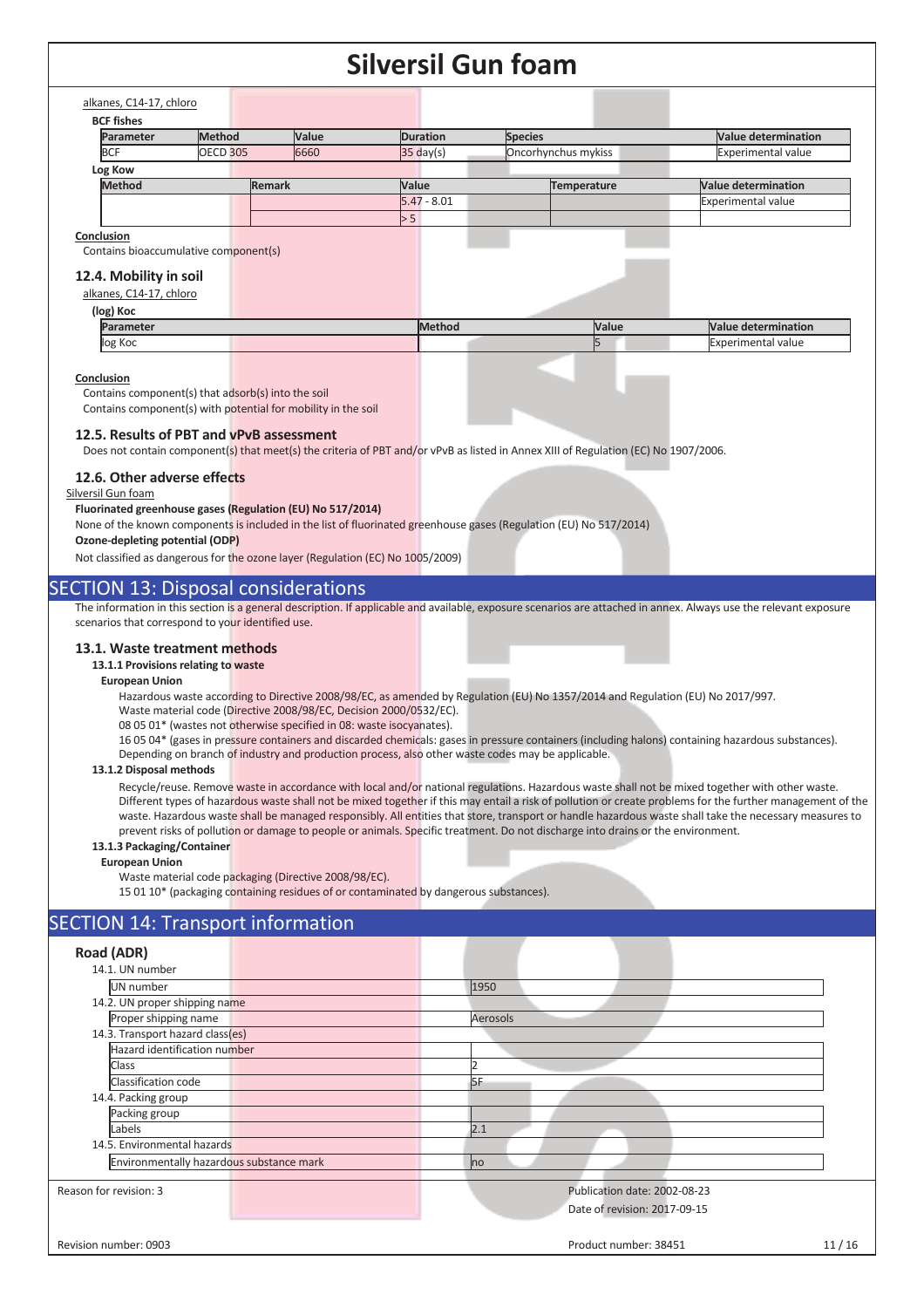alkanes, C14-17, chloro

**BCF fishes**

| Parameter | Method | Value | Duration | Species | Value determination |
|---|---|---|---|---|---|
| BCF | OECD 305 | 6660 | 35 day(s) | Oncorhynchus mykiss | Experimental value |

**Log Kow**

| Method | Remark | Value | Temperature | Value determination |
|---|---|---|---|---|
| | | 5.47 - 8.01 | | Experimental value |
| | | > 5 | | |

**Conclusion**

Contains bioaccumulative component(s)

### 12.4. Mobility in soil

alkanes, C14-17, chloro

**(log) Koc**

| Parameter | Method | Value | Value determination |
|---|---|---|---|
| log Koc | | 5 | Experimental value |

**Conclusion**

Contains component(s) that adsorb(s) into the soil
Contains component(s) with potential for mobility in the soil

### 12.5. Results of PBT and vPvB assessment

Does not contain component(s) that meet(s) the criteria of PBT and/or vPvB as listed in Annex XIII of Regulation (EC) No 1907/2006.

### 12.6. Other adverse effects

Silversil Gun foam

**Fluorinated greenhouse gases (Regulation (EU) No 517/2014)**

None of the known components is included in the list of fluorinated greenhouse gases (Regulation (EU) No 517/2014)

**Ozone-depleting potential (ODP)**

Not classified as dangerous for the ozone layer (Regulation (EC) No 1005/2009)

## SECTION 13: Disposal considerations

The information in this section is a general description. If applicable and available, exposure scenarios are attached in annex. Always use the relevant exposure scenarios that correspond to your identified use.

### 13.1. Waste treatment methods

**13.1.1 Provisions relating to waste**

**European Union**

Hazardous waste according to Directive 2008/98/EC, as amended by Regulation (EU) No 1357/2014 and Regulation (EU) No 2017/997.
Waste material code (Directive 2008/98/EC, Decision 2000/0532/EC).
08 05 01* (wastes not otherwise specified in 08: waste isocyanates).
16 05 04* (gases in pressure containers and discarded chemicals: gases in pressure containers (including halons) containing hazardous substances).
Depending on branch of industry and production process, also other waste codes may be applicable.

**13.1.2 Disposal methods**

Recycle/reuse. Remove waste in accordance with local and/or national regulations. Hazardous waste shall not be mixed together with other waste. Different types of hazardous waste shall not be mixed together if this may entail a risk of pollution or create problems for the further management of the waste. Hazardous waste shall be managed responsibly. All entities that store, transport or handle hazardous waste shall take the necessary measures to prevent risks of pollution or damage to people or animals. Specific treatment. Do not discharge into drains or the environment.

**13.1.3 Packaging/Container**

**European Union**

Waste material code packaging (Directive 2008/98/EC).
15 01 10* (packaging containing residues of or contaminated by dangerous substances).

## SECTION 14: Transport information

### Road (ADR)

| 14.1. UN number | |
|---|---|
| UN number | 1950 |
| 14.2. UN proper shipping name | |
| Proper shipping name | Aerosols |
| 14.3. Transport hazard class(es) | |
| Hazard identification number | |
| Class | 2 |
| Classification code | 5F |
| 14.4. Packing group | |
| Packing group | |
| Labels | 2.1 |
| 14.5. Environmental hazards | |
| Environmentally hazardous substance mark | no |

Reason for revision: 3 | Publication date: 2002-08-23 | Date of revision: 2017-09-15

Revision number: 0903 | Product number: 38451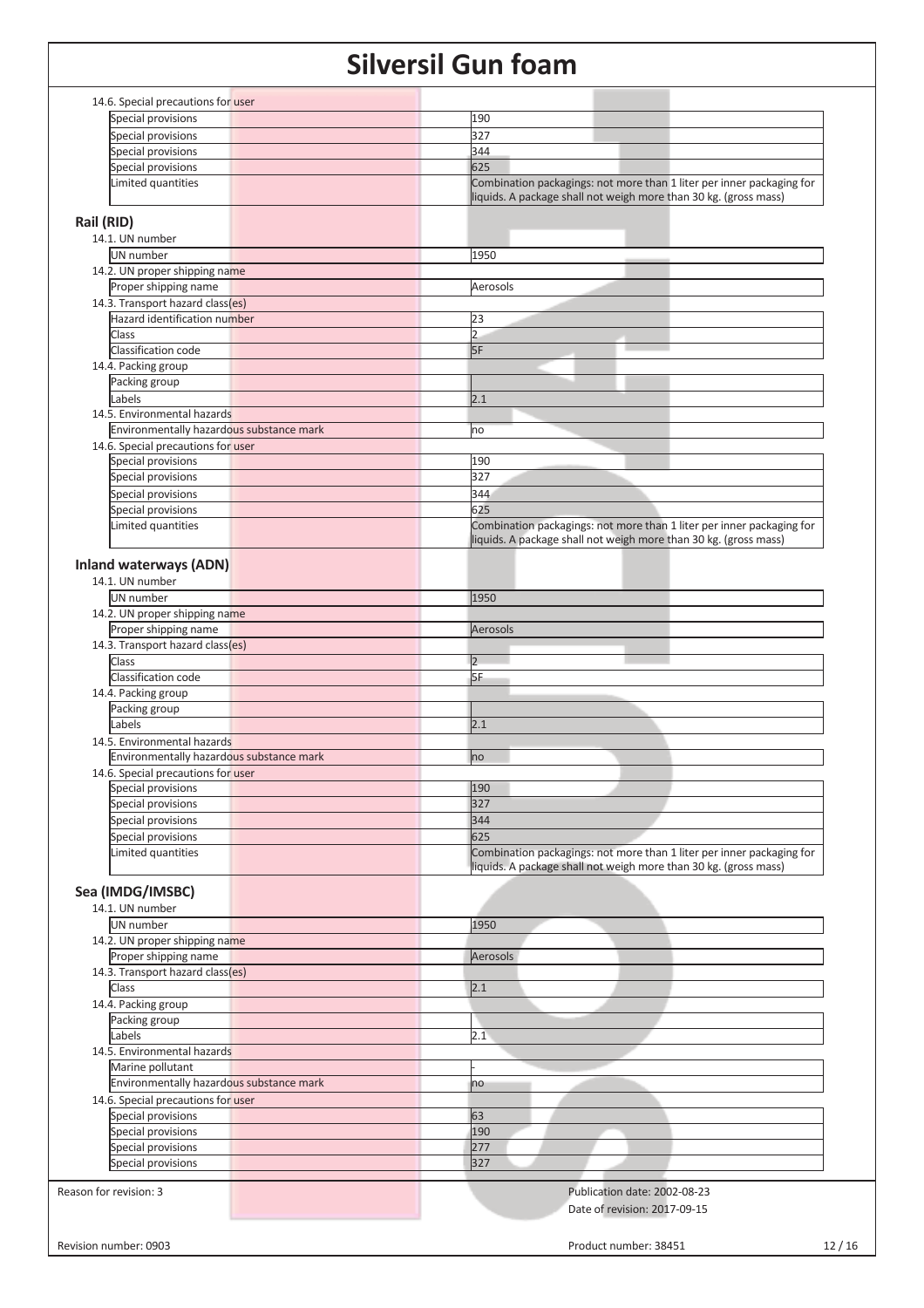14.6. Special precautions for user

| | |
|---|---|
| Special provisions | 190 |
| Special provisions | 327 |
| Special provisions | 344 |
| Special provisions | 625 |
| Limited quantities | Combination packagings: not more than 1 liter per inner packaging for liquids. A package shall not weigh more than 30 kg. (gross mass) |

## Rail (RID)

14.1. UN number

| | |
|---|---|
| UN number | 1950 |

14.2. UN proper shipping name

| | |
|---|---|
| Proper shipping name | Aerosols |

14.3. Transport hazard class(es)

| | |
|---|---|
| Hazard identification number | 23 |
| Class | 2 |
| Classification code | 5F |

14.4. Packing group

| | |
|---|---|
| Packing group | |
| Labels | 2.1 |

14.5. Environmental hazards

| | |
|---|---|
| Environmentally hazardous substance mark | no |

14.6. Special precautions for user

| | |
|---|---|
| Special provisions | 190 |
| Special provisions | 327 |
| Special provisions | 344 |
| Special provisions | 625 |
| Limited quantities | Combination packagings: not more than 1 liter per inner packaging for liquids. A package shall not weigh more than 30 kg. (gross mass) |

## Inland waterways (ADN)

14.1. UN number

| | |
|---|---|
| UN number | 1950 |

14.2. UN proper shipping name

| | |
|---|---|
| Proper shipping name | Aerosols |

14.3. Transport hazard class(es)

| | |
|---|---|
| Class | 2 |
| Classification code | 5F |

14.4. Packing group

| | |
|---|---|
| Packing group | |
| Labels | 2.1 |

14.5. Environmental hazards

| | |
|---|---|
| Environmentally hazardous substance mark | no |

14.6. Special precautions for user

| | |
|---|---|
| Special provisions | 190 |
| Special provisions | 327 |
| Special provisions | 344 |
| Special provisions | 625 |
| Limited quantities | Combination packagings: not more than 1 liter per inner packaging for liquids. A package shall not weigh more than 30 kg. (gross mass) |

## Sea (IMDG/IMSBC)

14.1. UN number

| | |
|---|---|
| UN number | 1950 |

14.2. UN proper shipping name

| | |
|---|---|
| Proper shipping name | Aerosols |

14.3. Transport hazard class(es)

| | |
|---|---|
| Class | 2.1 |

14.4. Packing group

| | |
|---|---|
| Packing group | |
| Labels | 2.1 |

14.5. Environmental hazards

| | |
|---|---|
| Marine pollutant | - |
| Environmentally hazardous substance mark | no |

14.6. Special precautions for user

| | |
|---|---|
| Special provisions | 63 |
| Special provisions | 190 |
| Special provisions | 277 |
| Special provisions | 327 |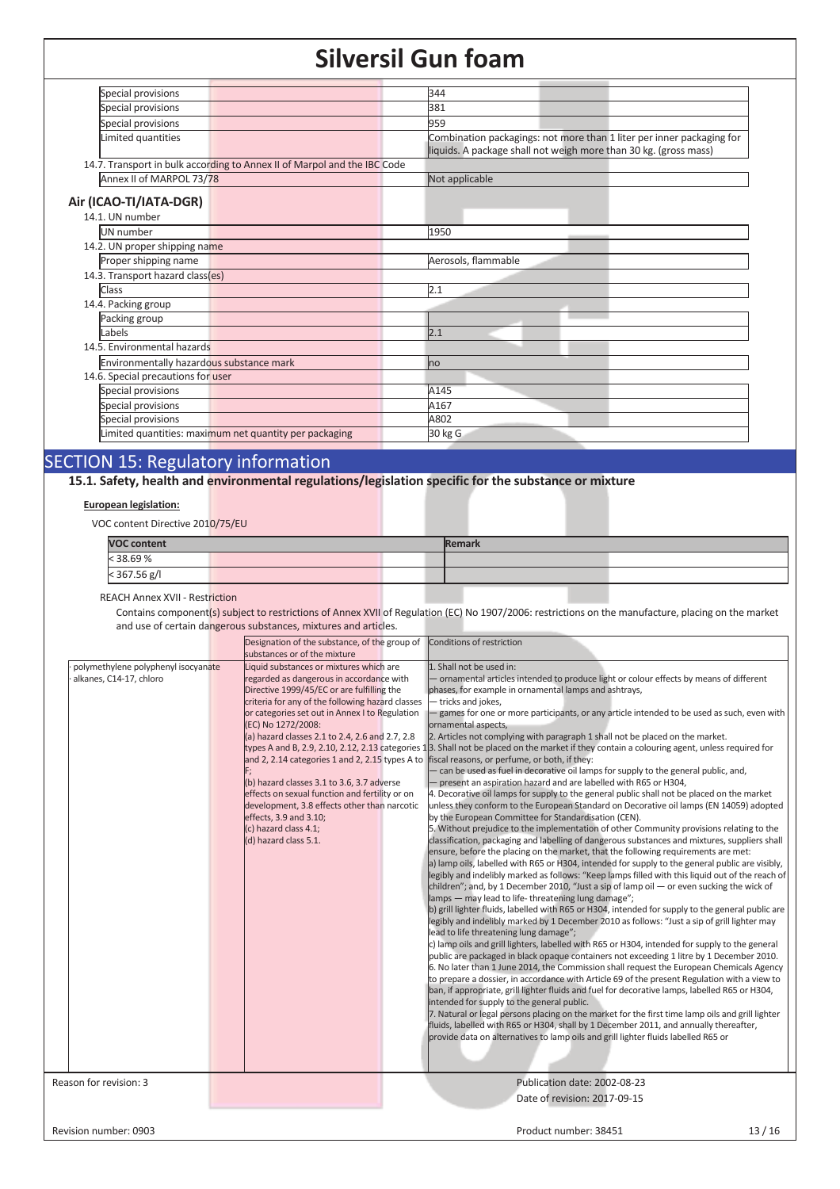| | |
|---|---|
| Special provisions | 344 |
| Special provisions | 381 |
| Special provisions | 959 |
| Limited quantities | Combination packagings: not more than 1 liter per inner packaging for liquids. A package shall not weigh more than 30 kg. (gross mass) |

14.7. Transport in bulk according to Annex II of Marpol and the IBC Code

| | |
|---|---|
| Annex II of MARPOL 73/78 | Not applicable |

### Air (ICAO-TI/IATA-DGR)

14.1. UN number

| | |
|---|---|
| UN number | 1950 |

14.2. UN proper shipping name

| | |
|---|---|
| Proper shipping name | Aerosols, flammable |

14.3. Transport hazard class(es)

| | |
|---|---|
| Class | 2.1 |

14.4. Packing group

| | |
|---|---|
| Packing group | |
| Labels | 2.1 |

14.5. Environmental hazards

| | |
|---|---|
| Environmentally hazardous substance mark | no |

14.6. Special precautions for user

| | |
|---|---|
| Special provisions | A145 |
| Special provisions | A167 |
| Special provisions | A802 |
| Limited quantities: maximum net quantity per packaging | 30 kg G |

## SECTION 15: Regulatory information

### 15.1. Safety, health and environmental regulations/legislation specific for the substance or mixture

**European legislation:**

VOC content Directive 2010/75/EU

| VOC content | Remark |
|---|---|
| < 38.69 % | |
| < 367.56 g/l | |

REACH Annex XVII - Restriction

Contains component(s) subject to restrictions of Annex XVII of Regulation (EC) No 1907/2006: restrictions on the manufacture, placing on the market and use of certain dangerous substances, mixtures and articles.

| | Designation of the substance, of the group of substances or of the mixture | Conditions of restriction |
|---|---|---|
| · polymethylene polyphenyl isocyanate<br>· alkanes, C14-17, chloro | Liquid substances or mixtures which are regarded as dangerous in accordance with Directive 1999/45/EC or are fulfilling the criteria for any of the following hazard classes or categories set out in Annex I to Regulation (EC) No 1272/2008:<br>(a) hazard classes 2.1 to 2.4, 2.6 and 2.7, 2.8 types A and B, 2.9, 2.10, 2.12, 2.13 categories 1 and 2, 2.14 categories 1 and 2, 2.15 types A to F;<br>(b) hazard classes 3.1 to 3.6, 3.7 adverse effects on sexual function and fertility or on development, 3.8 effects other than narcotic effects, 3.9 and 3.10;<br>(c) hazard class 4.1;<br>(d) hazard class 5.1. | 1. Shall not be used in:<br>— ornamental articles intended to produce light or colour effects by means of different phases, for example in ornamental lamps and ashtrays,<br>— tricks and jokes,<br>— games for one or more participants, or any article intended to be used as such, even with ornamental aspects,<br>2. Articles not complying with paragraph 1 shall not be placed on the market.<br>3. Shall not be placed on the market if they contain a colouring agent, unless required for fiscal reasons, or perfume, or both, if they:<br>— can be used as fuel in decorative oil lamps for supply to the general public, and,<br>— present an aspiration hazard and are labelled with R65 or H304,<br>4. Decorative oil lamps for supply to the general public shall not be placed on the market unless they conform to the European Standard on Decorative oil lamps (EN 14059) adopted by the European Committee for Standardisation (CEN).<br>5. Without prejudice to the implementation of other Community provisions relating to the classification, packaging and labelling of dangerous substances and mixtures, suppliers shall ensure, before the placing on the market, that the following requirements are met:<br>a) lamp oils, labelled with R65 or H304, intended for supply to the general public are visibly, legibly and indelibly marked as follows: "Keep lamps filled with this liquid out of the reach of children"; and, by 1 December 2010, "Just a sip of lamp oil — or even sucking the wick of lamps — may lead to life- threatening lung damage";<br>b) grill lighter fluids, labelled with R65 or H304, intended for supply to the general public are legibly and indelibly marked by 1 December 2010 as follows: "Just a sip of grill lighter may lead to life threatening lung damage";<br>c) lamp oils and grill lighters, labelled with R65 or H304, intended for supply to the general public are packaged in black opaque containers not exceeding 1 litre by 1 December 2010.<br>6. No later than 1 June 2014, the Commission shall request the European Chemicals Agency to prepare a dossier, in accordance with Article 69 of the present Regulation with a view to ban, if appropriate, grill lighter fluids and fuel for decorative lamps, labelled R65 or H304, intended for supply to the general public.<br>7. Natural or legal persons placing on the market for the first time lamp oils and grill lighter fluids, labelled with R65 or H304, shall by 1 December 2011, and annually thereafter, provide data on alternatives to lamp oils and grill lighter fluids labelled R65 or |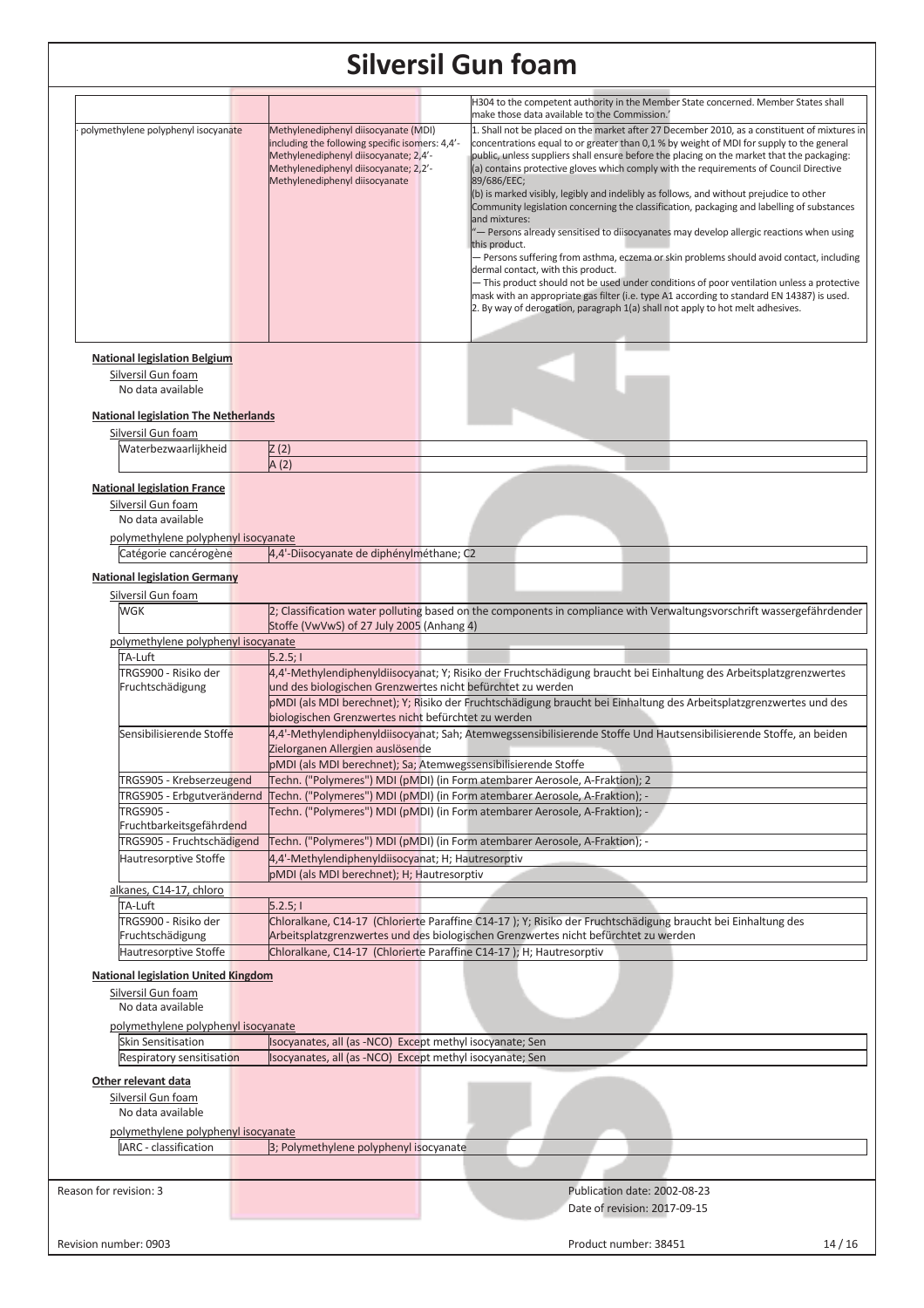| | | H304 to the competent authority in the Member State concerned. Member States shall make those data available to the Commission.' |
|---|---|---|
| · polymethylene polyphenyl isocyanate | Methylenediphenyl diisocyanate (MDI) including the following specific isomers: 4,4'-Methylenediphenyl diisocyanate; 2,4'-Methylenediphenyl diisocyanate; 2,2'-Methylenediphenyl diisocyanate | 1. Shall not be placed on the market after 27 December 2010, as a constituent of mixtures in concentrations equal to or greater than 0,1 % by weight of MDI for supply to the general public, unless suppliers shall ensure before the placing on the market that the packaging: (a) contains protective gloves which comply with the requirements of Council Directive 89/686/EEC; (b) is marked visibly, legibly and indelibly as follows, and without prejudice to other Community legislation concerning the classification, packaging and labelling of substances and mixtures: "— Persons already sensitised to diisocyanates may develop allergic reactions when using this product. — Persons suffering from asthma, eczema or skin problems should avoid contact, including dermal contact, with this product. — This product should not be used under conditions of poor ventilation unless a protective mask with an appropriate gas filter (i.e. type A1 according to standard EN 14387) is used. 2. By way of derogation, paragraph 1(a) shall not apply to hot melt adhesives. |

**National legislation Belgium**

Silversil Gun foam

No data available

**National legislation The Netherlands**

Silversil Gun foam

| Waterbezwaarlijkheid | Z (2) |
|---|---|
| | A (2) |

**National legislation France**

Silversil Gun foam

No data available

polymethylene polyphenyl isocyanate

| Catégorie cancérogène | 4,4'-Diisocyanate de diphénylméthane; C2 |
|---|---|

**National legislation Germany**

Silversil Gun foam

| WGK | 2; Classification water polluting based on the components in compliance with Verwaltungsvorschrift wassergefährdender Stoffe (VwVwS) of 27 July 2005 (Anhang 4) |
|---|---|

polymethylene polyphenyl isocyanate

| TA-Luft | 5.2.5; I |
|---|---|
| TRGS900 - Risiko der Fruchtschädigung | 4,4'-Methylendiphenyldiisocyanat; Y; Risiko der Fruchtschädigung braucht bei Einhaltung des Arbeitsplatzgrenzwertes und des biologischen Grenzwertes nicht befürchtet zu werden |
| | pMDI (als MDI berechnet); Y; Risiko der Fruchtschädigung braucht bei Einhaltung des Arbeitsplatzgrenzwertes und des biologischen Grenzwertes nicht befürchtet zu werden |
| Sensibilisierende Stoffe | 4,4'-Methylendiphenyldiisocyanat; Sah; Atemwegssensibilisierende Stoffe Und Hautsensibilisierende Stoffe, an beiden Zielorganen Allergien auslösende |
| | pMDI (als MDI berechnet); Sa; Atemwegssensibilisierende Stoffe |
| TRGS905 - Krebserzeugend | Techn. ("Polymeres") MDI (pMDI) (in Form atembarer Aerosole, A-Fraktion); 2 |
| TRGS905 - Erbgutverändernd | Techn. ("Polymeres") MDI (pMDI) (in Form atembarer Aerosole, A-Fraktion); - |
| TRGS905 - Fruchtbarkeitsgefährdend | Techn. ("Polymeres") MDI (pMDI) (in Form atembarer Aerosole, A-Fraktion); - |
| TRGS905 - Fruchtschädigend | Techn. ("Polymeres") MDI (pMDI) (in Form atembarer Aerosole, A-Fraktion); - |
| Hautresorptive Stoffe | 4,4'-Methylendiphenyldiisocyanat; H; Hautresorptiv |
| | pMDI (als MDI berechnet); H; Hautresorptiv |

alkanes, C14-17, chloro

| TA-Luft | 5.2.5; I |
|---|---|
| TRGS900 - Risiko der Fruchtschädigung | Chloralkane, C14-17 (Chlorierte Paraffine C14-17 ); Y; Risiko der Fruchtschädigung braucht bei Einhaltung des Arbeitsplatzgrenzwertes und des biologischen Grenzwertes nicht befürchtet zu werden |
| Hautresorptive Stoffe | Chloralkane, C14-17 (Chlorierte Paraffine C14-17 ); H; Hautresorptiv |

**National legislation United Kingdom**

Silversil Gun foam

No data available

polymethylene polyphenyl isocyanate

| Skin Sensitisation | Isocyanates, all (as -NCO) Except methyl isocyanate; Sen |
|---|---|
| Respiratory sensitisation | Isocyanates, all (as -NCO) Except methyl isocyanate; Sen |

**Other relevant data**

Silversil Gun foam

No data available

polymethylene polyphenyl isocyanate

| IARC - classification | 3; Polymethylene polyphenyl isocyanate |
|---|---|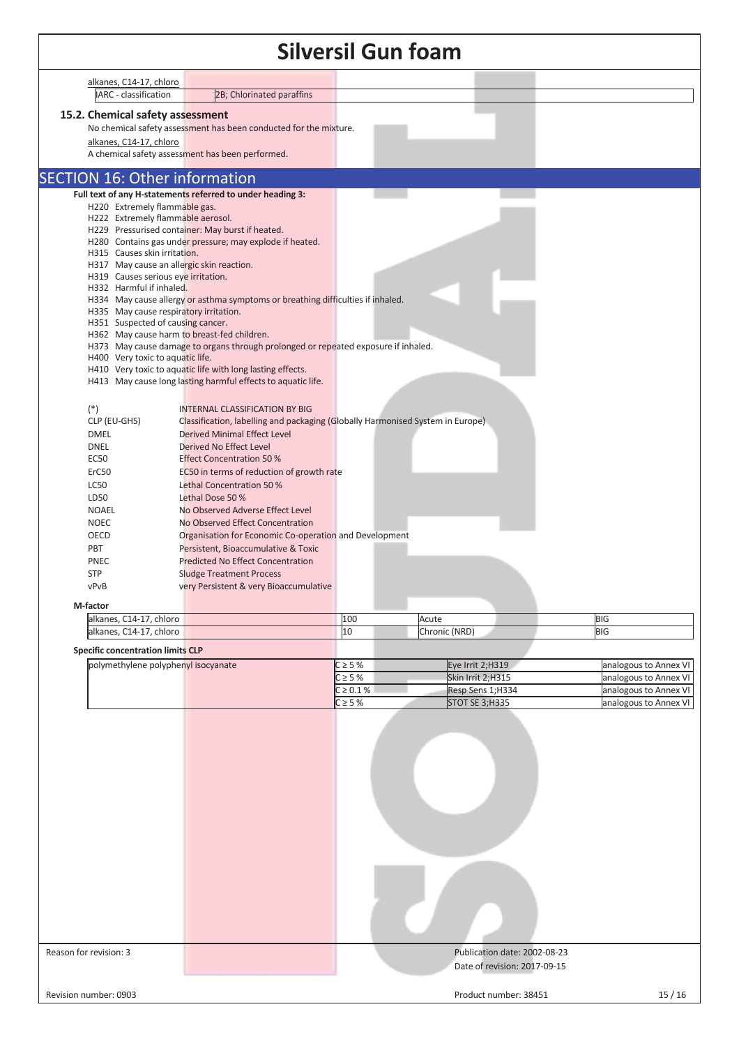alkanes, C14-17, chloro

| IARC - classification | 2B; Chlorinated paraffins |
|---|---|

### 15.2. Chemical safety assessment

No chemical safety assessment has been conducted for the mixture.

alkanes, C14-17, chloro

A chemical safety assessment has been performed.

## SECTION 16: Other information

**Full text of any H-statements referred to under heading 3:**

- H220 Extremely flammable gas.
- H222 Extremely flammable aerosol.
- H229 Pressurised container: May burst if heated.
- H280 Contains gas under pressure; may explode if heated.
- H315 Causes skin irritation.
- H317 May cause an allergic skin reaction.
- H319 Causes serious eye irritation.
- H332 Harmful if inhaled.
- H334 May cause allergy or asthma symptoms or breathing difficulties if inhaled.
- H335 May cause respiratory irritation.
- H351 Suspected of causing cancer.
- H362 May cause harm to breast-fed children.
- H373 May cause damage to organs through prolonged or repeated exposure if inhaled.
- H400 Very toxic to aquatic life.
- H410 Very toxic to aquatic life with long lasting effects.
- H413 May cause long lasting harmful effects to aquatic life.

| | |
|---|---|
| (*) | INTERNAL CLASSIFICATION BY BIG |
| CLP (EU-GHS) | Classification, labelling and packaging (Globally Harmonised System in Europe) |
| DMEL | Derived Minimal Effect Level |
| DNEL | Derived No Effect Level |
| EC50 | Effect Concentration 50 % |
| ErC50 | EC50 in terms of reduction of growth rate |
| LC50 | Lethal Concentration 50 % |
| LD50 | Lethal Dose 50 % |
| NOAEL | No Observed Adverse Effect Level |
| NOEC | No Observed Effect Concentration |
| OECD | Organisation for Economic Co-operation and Development |
| PBT | Persistent, Bioaccumulative & Toxic |
| PNEC | Predicted No Effect Concentration |
| STP | Sludge Treatment Process |
| vPvB | very Persistent & very Bioaccumulative |

**M-factor**

| | | | |
|---|---|---|---|
| alkanes, C14-17, chloro | 100 | Acute | BIG |
| alkanes, C14-17, chloro | 10 | Chronic (NRD) | BIG |

**Specific concentration limits CLP**

| | | | |
|---|---|---|---|
| polymethylene polyphenyl isocyanate | C ≥ 5 % | Eye Irrit 2;H319 | analogous to Annex VI |
| | C ≥ 5 % | Skin Irrit 2;H315 | analogous to Annex VI |
| | C ≥ 0.1 % | Resp Sens 1;H334 | analogous to Annex VI |
| | C ≥ 5 % | STOT SE 3;H335 | analogous to Annex VI |

Reason for revision: 3

Publication date: 2002-08-23

Date of revision: 2017-09-15

Revision number: 0903

Product number: 38451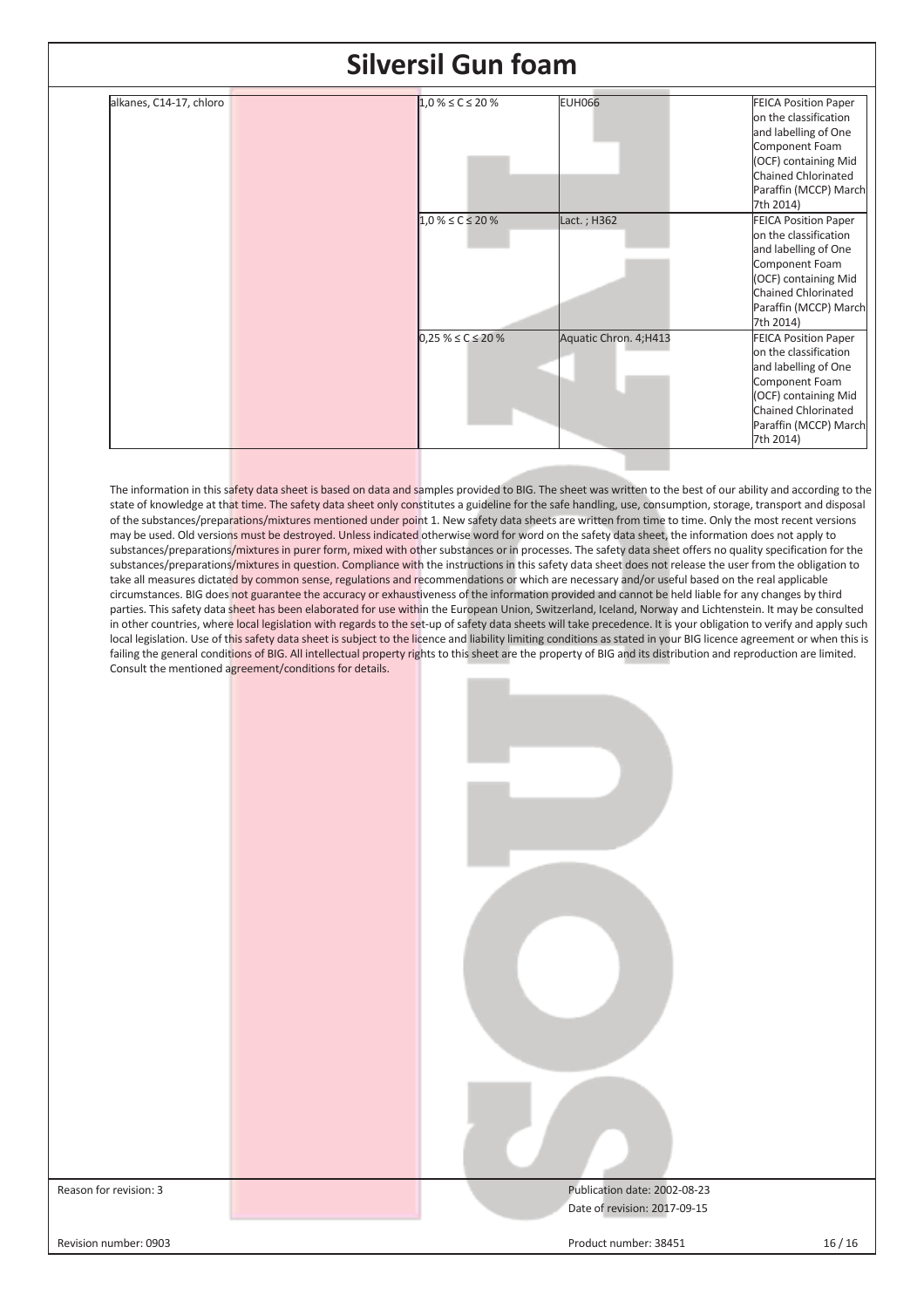| | | | |
|---|---|---|---|
| alkanes, C14-17, chloro | 1,0 % ≤ C ≤ 20 % | EUH066 | FEICA Position Paper on the classification and labelling of One Component Foam (OCF) containing Mid Chained Chlorinated Paraffin (MCCP) March 7th 2014) |
| | 1,0 % ≤ C ≤ 20 % | Lact. ; H362 | FEICA Position Paper on the classification and labelling of One Component Foam (OCF) containing Mid Chained Chlorinated Paraffin (MCCP) March 7th 2014) |
| | 0,25 % ≤ C ≤ 20 % | Aquatic Chron. 4;H413 | FEICA Position Paper on the classification and labelling of One Component Foam (OCF) containing Mid Chained Chlorinated Paraffin (MCCP) March 7th 2014) |

The information in this safety data sheet is based on data and samples provided to BIG. The sheet was written to the best of our ability and according to the state of knowledge at that time. The safety data sheet only constitutes a guideline for the safe handling, use, consumption, storage, transport and disposal of the substances/preparations/mixtures mentioned under point 1. New safety data sheets are written from time to time. Only the most recent versions may be used. Old versions must be destroyed. Unless indicated otherwise word for word on the safety data sheet, the information does not apply to substances/preparations/mixtures in purer form, mixed with other substances or in processes. The safety data sheet offers no quality specification for the substances/preparations/mixtures in question. Compliance with the instructions in this safety data sheet does not release the user from the obligation to take all measures dictated by common sense, regulations and recommendations or which are necessary and/or useful based on the real applicable circumstances. BIG does not guarantee the accuracy or exhaustiveness of the information provided and cannot be held liable for any changes by third parties. This safety data sheet has been elaborated for use within the European Union, Switzerland, Iceland, Norway and Lichtenstein. It may be consulted in other countries, where local legislation with regards to the set-up of safety data sheets will take precedence. It is your obligation to verify and apply such local legislation. Use of this safety data sheet is subject to the licence and liability limiting conditions as stated in your BIG licence agreement or when this is failing the general conditions of BIG. All intellectual property rights to this sheet are the property of BIG and its distribution and reproduction are limited. Consult the mentioned agreement/conditions for details.